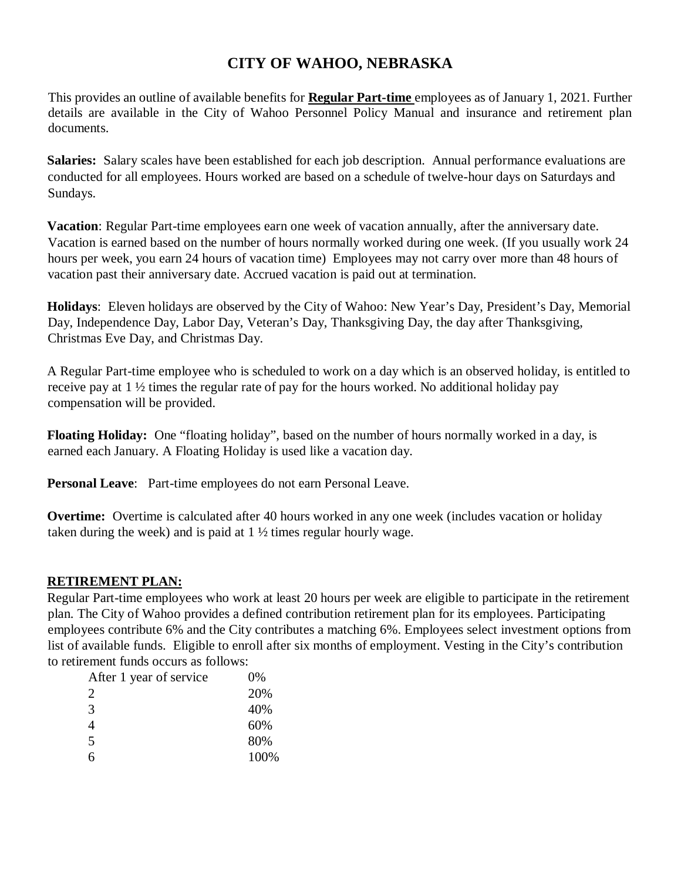# CITY OF WAHOO, NEBRASKA

This provides an outline of available benefits for **Regular Part-time** employees as of January 1, 2021. Further details are available in the City of Wahoo Personnel Policy Manual and insurance and retirement plan documents.

**Salaries:** Salary scales have been established for each job description. Annual performance evaluations are conducted for all employees. Hours worked are based on a schedule of twelve-hour days on Saturdays and Sundays.

**Vacation**: Regular Part-time employees earn one week of vacation annually, after the anniversary date. Vacation is earned based on the number of hours normally worked during one week. (If you usually work 24 hours per week, you earn 24 hours of vacation time) Employees may not carry over more than 48 hours of vacation past their anniversary date. Accrued vacation is paid out at termination.

**Holidays**: Eleven holidays are observed by the City of Wahoo: New Year's Day, President's Day, Memorial Day, Independence Day, Labor Day, Veteran's Day, Thanksgiving Day, the day after Thanksgiving, Christmas Eve Day, and Christmas Day.

A Regular Part-time employee who is scheduled to work on a day which is an observed holiday, is entitled to receive pay at 1 ½ times the regular rate of pay for the hours worked. No additional holiday pay compensation will be provided.

**Floating Holiday:** One "floating holiday", based on the number of hours normally worked in a day, is earned each January. A Floating Holiday is used like a vacation day.

**Personal Leave**: Part-time employees do not earn Personal Leave.

**Overtime:** Overtime is calculated after 40 hours worked in any one week (includes vacation or holiday taken during the week) and is paid at 1 ½ times regular hourly wage.

## RETIREMENT PLAN:

Regular Part-time employees who work at least 20 hours per week are eligible to participate in the retirement plan. The City of Wahoo provides a defined contribution retirement plan for its employees. Participating employees contribute 6% and the City contributes a matching 6%. Employees select investment options from list of available funds. Eligible to enroll after six months of employment. Vesting in the City's contribution to retirement funds occurs as follows:

| After 1 year of service | 0% |
|---|---|
| 2 | 20% |
| 3 | 40% |
| 4 | 60% |
| 5 | 80% |
| 6 | 100% |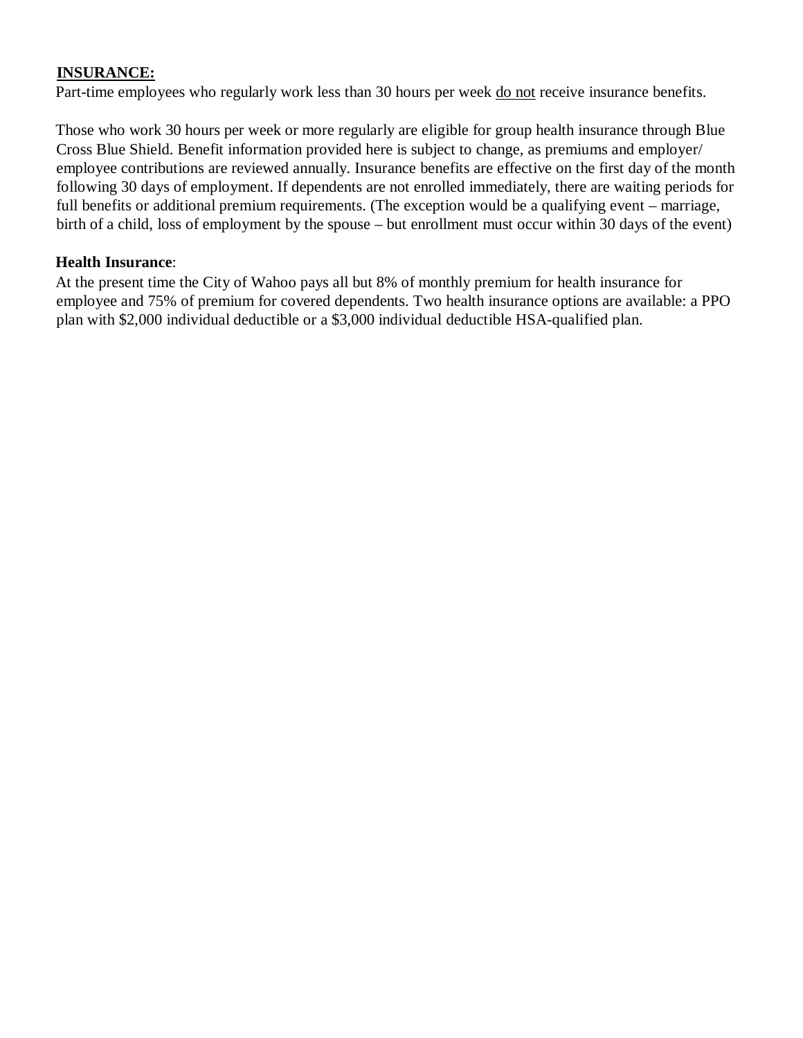**INSURANCE:**

Part-time employees who regularly work less than 30 hours per week <u>do not</u> receive insurance benefits.

Those who work 30 hours per week or more regularly are eligible for group health insurance through Blue Cross Blue Shield. Benefit information provided here is subject to change, as premiums and employer/ employee contributions are reviewed annually. Insurance benefits are effective on the first day of the month following 30 days of employment. If dependents are not enrolled immediately, there are waiting periods for full benefits or additional premium requirements. (The exception would be a qualifying event – marriage, birth of a child, loss of employment by the spouse – but enrollment must occur within 30 days of the event)

**Health Insurance**:

At the present time the City of Wahoo pays all but 8% of monthly premium for health insurance for employee and 75% of premium for covered dependents. Two health insurance options are available: a PPO plan with $2,000 individual deductible or a $3,000 individual deductible HSA-qualified plan.